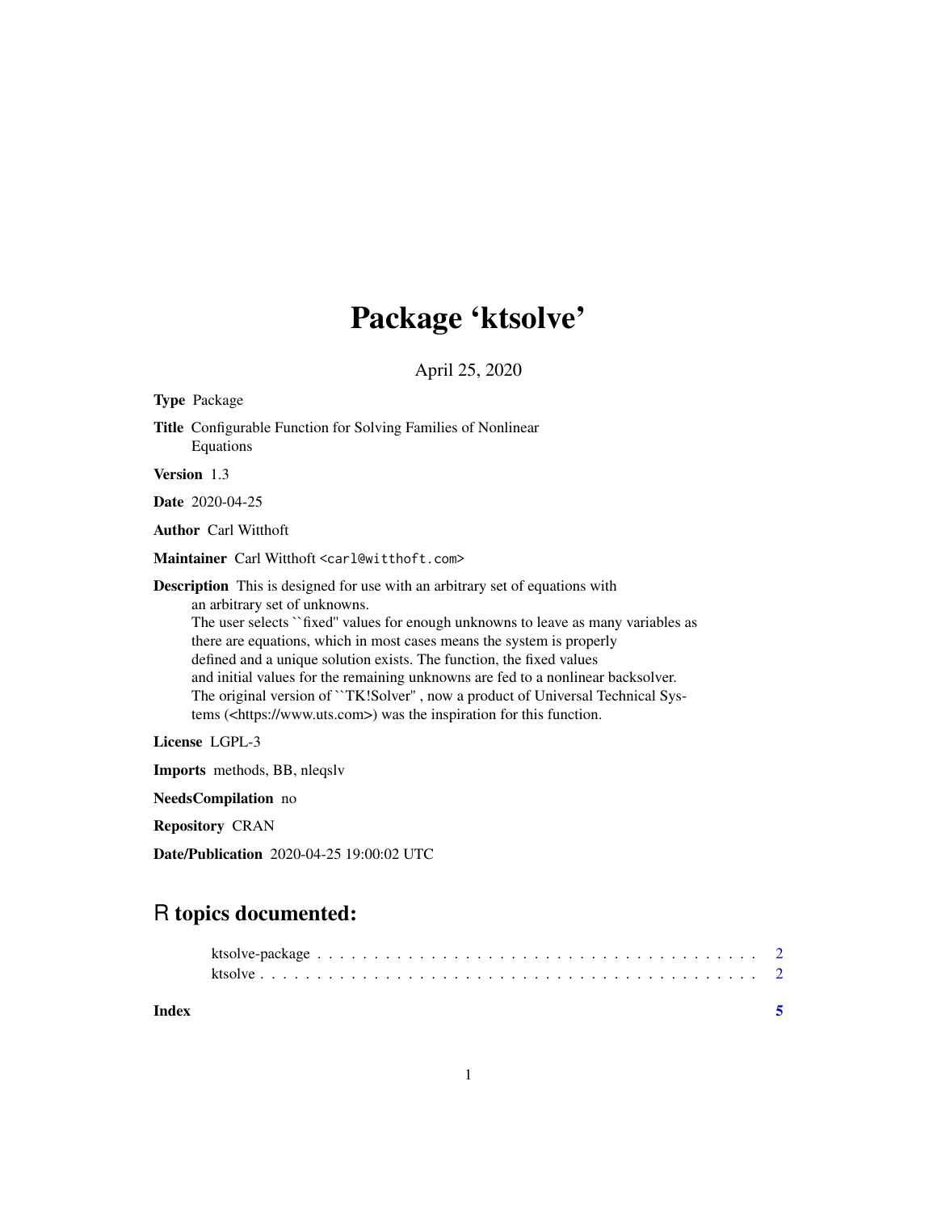# Package 'ktsolve'

April 25, 2020

**Type** Package

**Title** Configurable Function for Solving Families of Nonlinear Equations

**Version** 1.3

**Date** 2020-04-25

**Author** Carl Witthoft

**Maintainer** Carl Witthoft <carl@witthoft.com>

**Description** This is designed for use with an arbitrary set of equations with an arbitrary set of unknowns.
The user selects ``fixed'' values for enough unknowns to leave as many variables as there are equations, which in most cases means the system is properly defined and a unique solution exists. The function, the fixed values and initial values for the remaining unknowns are fed to a nonlinear backsolver.
The original version of ``TK!Solver'' , now a product of Universal Technical Systems (<https://www.uts.com>) was the inspiration for this function.

**License** LGPL-3

**Imports** methods, BB, nleqslv

**NeedsCompilation** no

**Repository** CRAN

**Date/Publication** 2020-04-25 19:00:02 UTC

## R topics documented:

ktsolve-package . . . . . . . . . . . . . . . . . . . . . . . . . . . . . . . . . . . . . . . 2
ktsolve . . . . . . . . . . . . . . . . . . . . . . . . . . . . . . . . . . . . . . . . . . . . 2

**Index** 5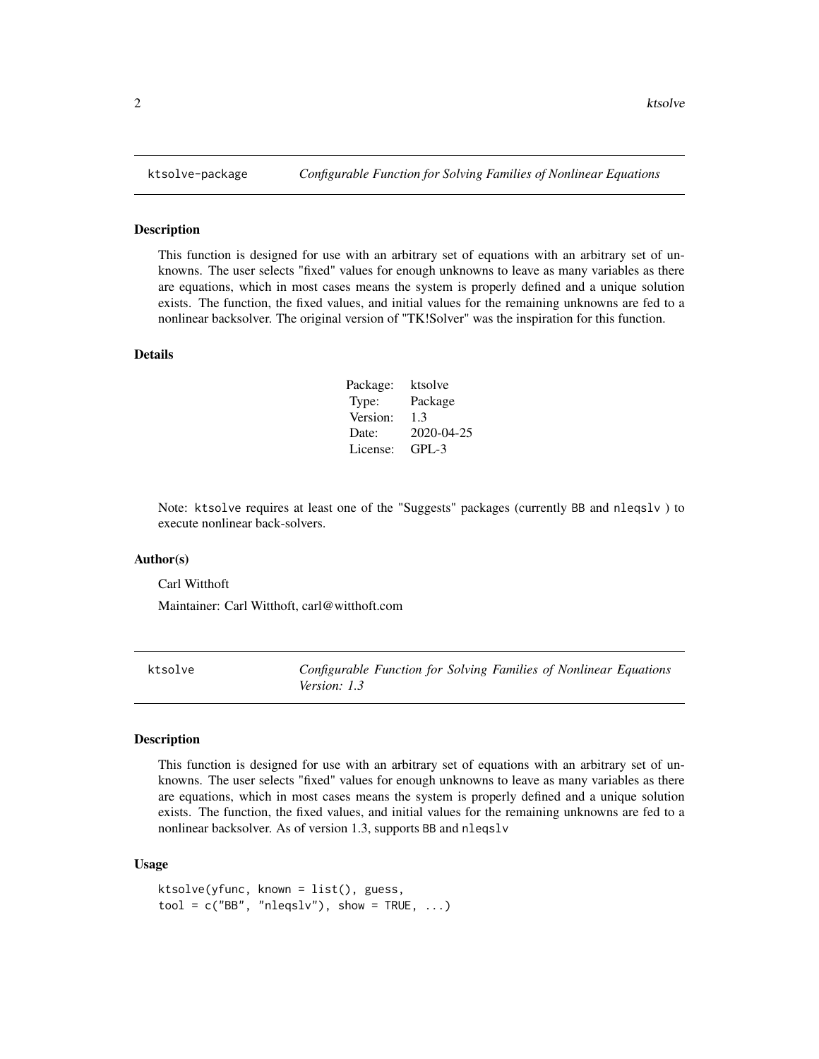## ktsolve-package — *Configurable Function for Solving Families of Nonlinear Equations*

### Description

This function is designed for use with an arbitrary set of equations with an arbitrary set of unknowns. The user selects "fixed" values for enough unknowns to leave as many variables as there are equations, which in most cases means the system is properly defined and a unique solution exists. The function, the fixed values, and initial values for the remaining unknowns are fed to a nonlinear backsolver. The original version of "TK!Solver" was the inspiration for this function.

### Details

| | |
|---|---|
| Package: | ktsolve |
| Type: | Package |
| Version: | 1.3 |
| Date: | 2020-04-25 |
| License: | GPL-3 |

Note: `ktsolve` requires at least one of the "Suggests" packages (currently `BB` and `nleqslv` ) to execute nonlinear back-solvers.

### Author(s)

Carl Witthoft

Maintainer: Carl Witthoft, carl@witthoft.com

## ktsolve — *Configurable Function for Solving Families of Nonlinear Equations Version: 1.3*

### Description

This function is designed for use with an arbitrary set of equations with an arbitrary set of unknowns. The user selects "fixed" values for enough unknowns to leave as many variables as there are equations, which in most cases means the system is properly defined and a unique solution exists. The function, the fixed values, and initial values for the remaining unknowns are fed to a nonlinear backsolver. As of version 1.3, supports `BB` and `nleqslv`

### Usage

```
ktsolve(yfunc, known = list(), guess,
tool = c("BB", "nleqslv"), show = TRUE, ...)
```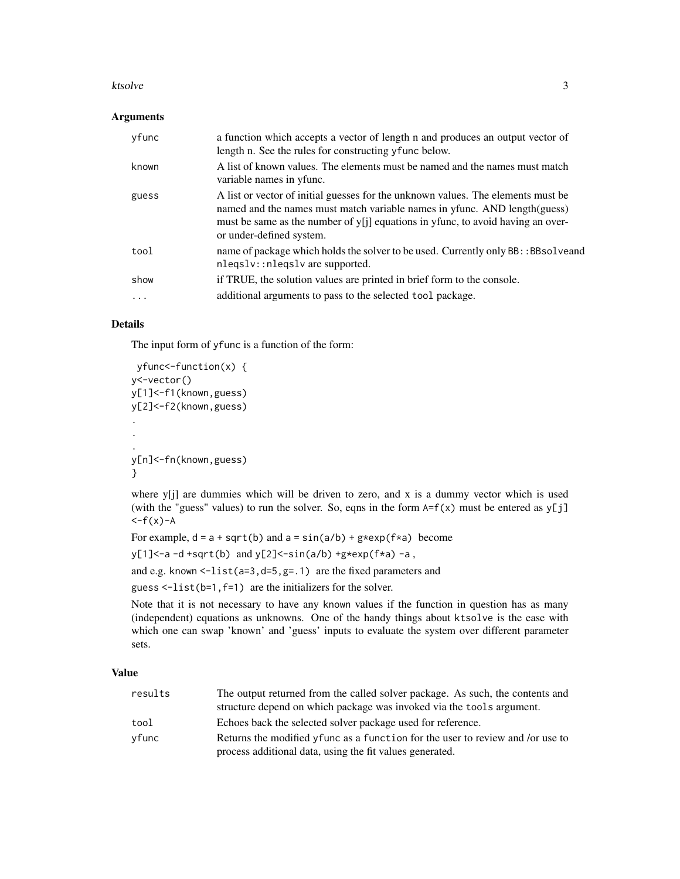### Arguments

| | |
|---|---|
| `yfunc` | a function which accepts a vector of length n and produces an output vector of length n. See the rules for constructing `yfunc` below. |
| `known` | A list of known values. The elements must be named and the names must match variable names in yfunc. |
| `guess` | A list or vector of initial guesses for the unknown values. The elements must be named and the names must match variable names in yfunc. AND length(guess) must be same as the number of y[j] equations in yfunc, to avoid having an over- or under-defined system. |
| `tool` | name of package which holds the solver to be used. Currently only `BB::BBsolve`and `nleqslv::nleqslv` are supported. |
| `show` | if TRUE, the solution values are printed in brief form to the console. |
| `...` | additional arguments to pass to the selected `tool` package. |

### Details

The input form of `yfunc` is a function of the form:

```
 yfunc<-function(x) {
y<-vector()
y[1]<-f1(known,guess)
y[2]<-f2(known,guess)
.
.
.
y[n]<-fn(known,guess)
}
```

where y[j] are dummies which will be driven to zero, and x is a dummy vector which is used (with the "guess" values) to run the solver. So, eqns in the form `A=f(x)` must be entered as `y[j] <-f(x)-A`

For example, `d = a + sqrt(b)` and `a = sin(a/b) + g*exp(f*a)` become

`y[1]<-a -d +sqrt(b)` and `y[2]<-sin(a/b) +g*exp(f*a) -a` ,

and e.g. `known <-list(a=3,d=5,g=.1)` are the fixed parameters and

`guess <-list(b=1,f=1)` are the initializers for the solver.

Note that it is not necessary to have any `known` values if the function in question has as many (independent) equations as unknowns. One of the handy things about `ktsolve` is the ease with which one can swap 'known' and 'guess' inputs to evaluate the system over different parameter sets.

### Value

| | |
|---|---|
| `results` | The output returned from the called solver package. As such, the contents and structure depend on which package was invoked via the `tools` argument. |
| `tool` | Echoes back the selected solver package used for reference. |
| `yfunc` | Returns the modified `yfunc` as a `function` for the user to review and /or use to process additional data, using the fit values generated. |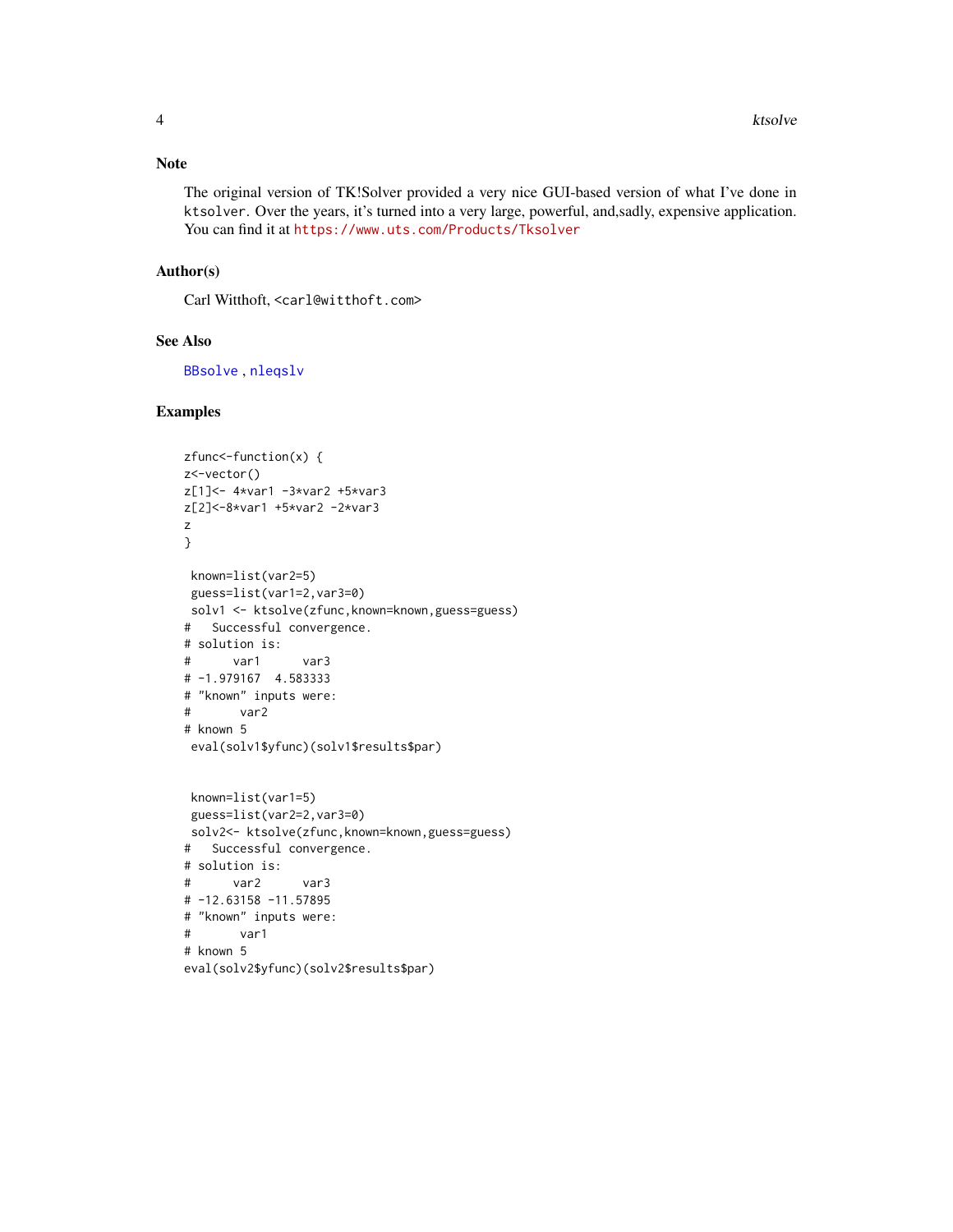## Note

The original version of TK!Solver provided a very nice GUI-based version of what I've done in `ktsolver`. Over the years, it's turned into a very large, powerful, and,sadly, expensive application. You can find it at https://www.uts.com/Products/Tksolver

## Author(s)

Carl Witthoft, <carl@witthoft.com>

## See Also

BBsolve , nleqslv

## Examples

```
zfunc<-function(x) {
z<-vector()
z[1]<- 4*var1 -3*var2 +5*var3
z[2]<-8*var1 +5*var2 -2*var3
z
}

 known=list(var2=5)
 guess=list(var1=2,var3=0)
 solv1 <- ktsolve(zfunc,known=known,guess=guess)
#   Successful convergence.
# solution is:
#      var1      var3
# -1.979167  4.583333
# "known" inputs were:
#       var2
# known 5
 eval(solv1$yfunc)(solv1$results$par)


 known=list(var1=5)
 guess=list(var2=2,var3=0)
 solv2<- ktsolve(zfunc,known=known,guess=guess)
#   Successful convergence.
# solution is:
#      var2      var3
# -12.63158 -11.57895
# "known" inputs were:
#       var1
# known 5
eval(solv2$yfunc)(solv2$results$par)
```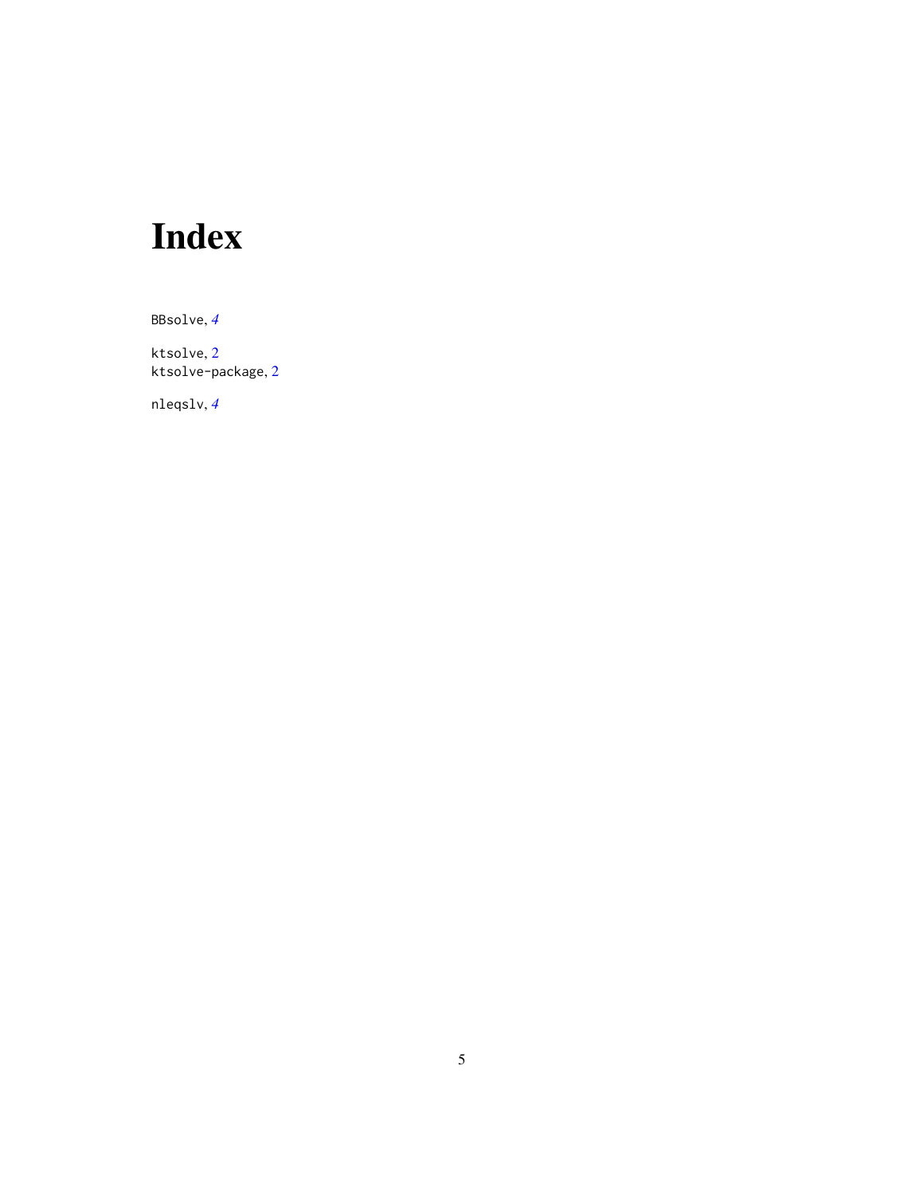# Index

BBsolve, *4*

ktsolve, 2
ktsolve-package, 2

nleqslv, *4*